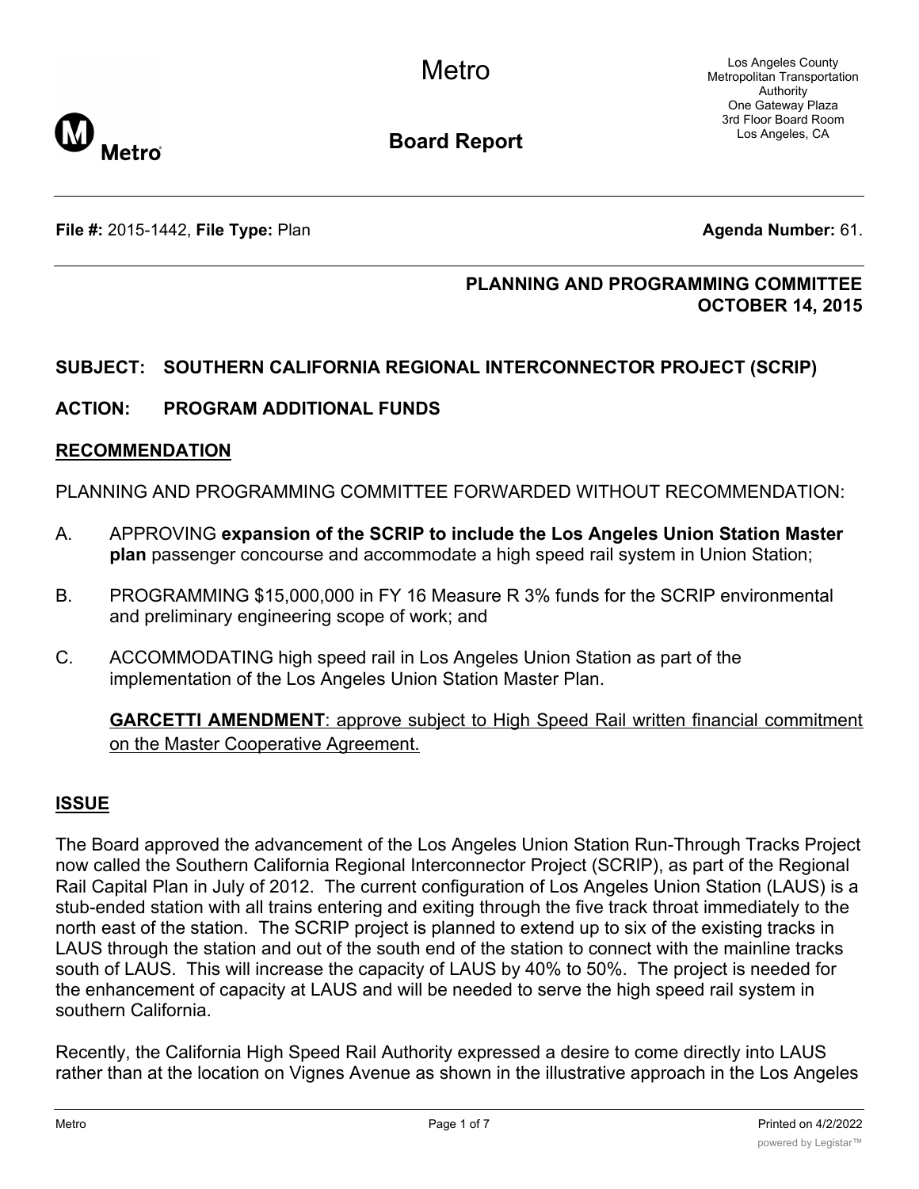# Metro

## Board Report

Los Angeles County Metropolitan Transportation Authority
One Gateway Plaza
3rd Floor Board Room
Los Angeles, CA

**File #:** 2015-1442, **File Type:** Plan **Agenda Number:** 61.

**PLANNING AND PROGRAMMING COMMITTEE**
**OCTOBER 14, 2015**

**SUBJECT: SOUTHERN CALIFORNIA REGIONAL INTERCONNECTOR PROJECT (SCRIP)**

**ACTION: PROGRAM ADDITIONAL FUNDS**

## RECOMMENDATION

PLANNING AND PROGRAMMING COMMITTEE FORWARDED WITHOUT RECOMMENDATION:

A. APPROVING **expansion of the SCRIP to include the Los Angeles Union Station Master plan** passenger concourse and accommodate a high speed rail system in Union Station;

B. PROGRAMMING $15,000,000 in FY 16 Measure R 3% funds for the SCRIP environmental and preliminary engineering scope of work; and

C. ACCOMMODATING high speed rail in Los Angeles Union Station as part of the implementation of the Los Angeles Union Station Master Plan.

**GARCETTI AMENDMENT**: approve subject to High Speed Rail written financial commitment on the Master Cooperative Agreement.

## ISSUE

The Board approved the advancement of the Los Angeles Union Station Run-Through Tracks Project now called the Southern California Regional Interconnector Project (SCRIP), as part of the Regional Rail Capital Plan in July of 2012. The current configuration of Los Angeles Union Station (LAUS) is a stub-ended station with all trains entering and exiting through the five track throat immediately to the north east of the station. The SCRIP project is planned to extend up to six of the existing tracks in LAUS through the station and out of the south end of the station to connect with the mainline tracks south of LAUS. This will increase the capacity of LAUS by 40% to 50%. The project is needed for the enhancement of capacity at LAUS and will be needed to serve the high speed rail system in southern California.

Recently, the California High Speed Rail Authority expressed a desire to come directly into LAUS rather than at the location on Vignes Avenue as shown in the illustrative approach in the Los Angeles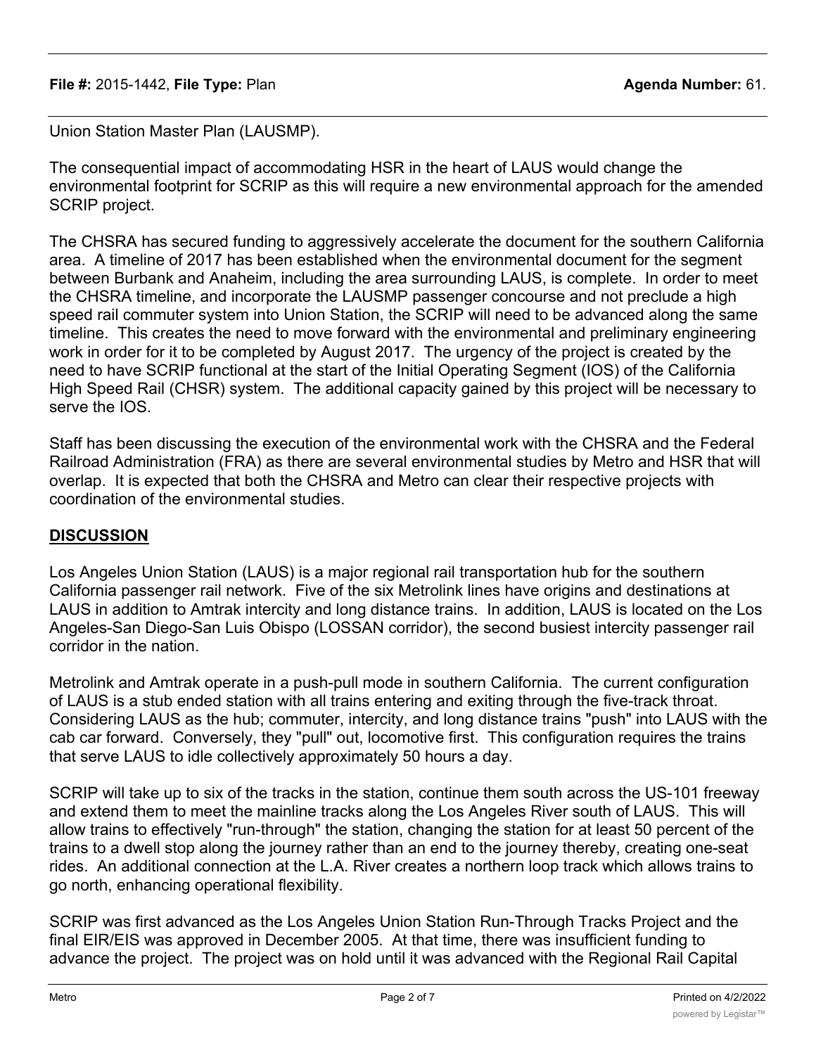Union Station Master Plan (LAUSMP).

The consequential impact of accommodating HSR in the heart of LAUS would change the environmental footprint for SCRIP as this will require a new environmental approach for the amended SCRIP project.

The CHSRA has secured funding to aggressively accelerate the document for the southern California area. A timeline of 2017 has been established when the environmental document for the segment between Burbank and Anaheim, including the area surrounding LAUS, is complete. In order to meet the CHSRA timeline, and incorporate the LAUSMP passenger concourse and not preclude a high speed rail commuter system into Union Station, the SCRIP will need to be advanced along the same timeline. This creates the need to move forward with the environmental and preliminary engineering work in order for it to be completed by August 2017. The urgency of the project is created by the need to have SCRIP functional at the start of the Initial Operating Segment (IOS) of the California High Speed Rail (CHSR) system. The additional capacity gained by this project will be necessary to serve the IOS.

Staff has been discussing the execution of the environmental work with the CHSRA and the Federal Railroad Administration (FRA) as there are several environmental studies by Metro and HSR that will overlap. It is expected that both the CHSRA and Metro can clear their respective projects with coordination of the environmental studies.

## DISCUSSION

Los Angeles Union Station (LAUS) is a major regional rail transportation hub for the southern California passenger rail network. Five of the six Metrolink lines have origins and destinations at LAUS in addition to Amtrak intercity and long distance trains. In addition, LAUS is located on the Los Angeles-San Diego-San Luis Obispo (LOSSAN corridor), the second busiest intercity passenger rail corridor in the nation.

Metrolink and Amtrak operate in a push-pull mode in southern California. The current configuration of LAUS is a stub ended station with all trains entering and exiting through the five-track throat. Considering LAUS as the hub; commuter, intercity, and long distance trains "push" into LAUS with the cab car forward. Conversely, they "pull" out, locomotive first. This configuration requires the trains that serve LAUS to idle collectively approximately 50 hours a day.

SCRIP will take up to six of the tracks in the station, continue them south across the US-101 freeway and extend them to meet the mainline tracks along the Los Angeles River south of LAUS. This will allow trains to effectively "run-through" the station, changing the station for at least 50 percent of the trains to a dwell stop along the journey rather than an end to the journey thereby, creating one-seat rides. An additional connection at the L.A. River creates a northern loop track which allows trains to go north, enhancing operational flexibility.

SCRIP was first advanced as the Los Angeles Union Station Run-Through Tracks Project and the final EIR/EIS was approved in December 2005. At that time, there was insufficient funding to advance the project. The project was on hold until it was advanced with the Regional Rail Capital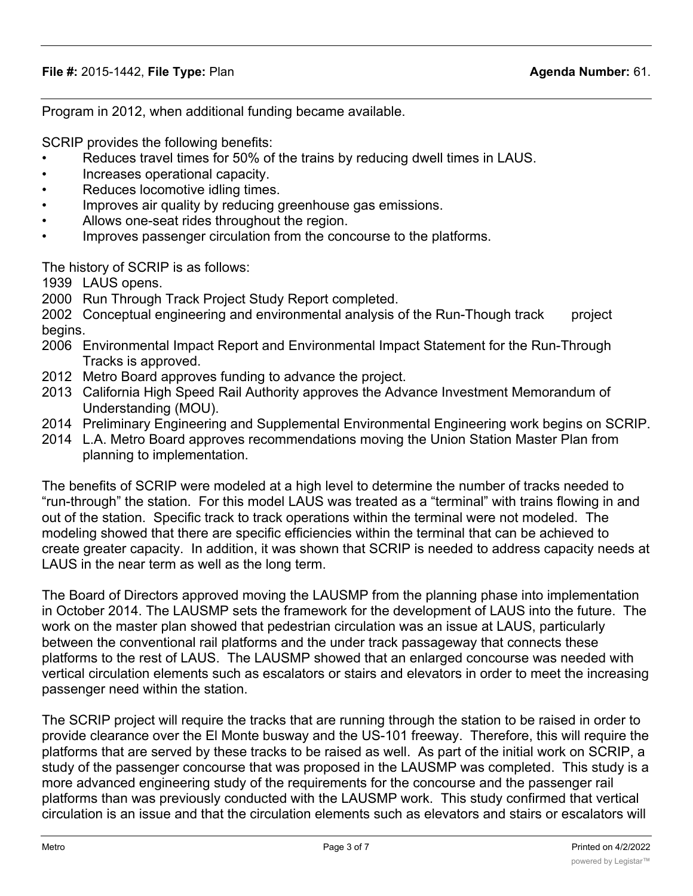Program in 2012, when additional funding became available.

SCRIP provides the following benefits:

- Reduces travel times for 50% of the trains by reducing dwell times in LAUS.
- Increases operational capacity.
- Reduces locomotive idling times.
- Improves air quality by reducing greenhouse gas emissions.
- Allows one-seat rides throughout the region.
- Improves passenger circulation from the concourse to the platforms.

The history of SCRIP is as follows:

1939 LAUS opens.

2000 Run Through Track Project Study Report completed.

2002 Conceptual engineering and environmental analysis of the Run-Though track project begins.

2006 Environmental Impact Report and Environmental Impact Statement for the Run-Through Tracks is approved.

2012 Metro Board approves funding to advance the project.

2013 California High Speed Rail Authority approves the Advance Investment Memorandum of Understanding (MOU).

2014 Preliminary Engineering and Supplemental Environmental Engineering work begins on SCRIP.

2014 L.A. Metro Board approves recommendations moving the Union Station Master Plan from planning to implementation.

The benefits of SCRIP were modeled at a high level to determine the number of tracks needed to "run-through" the station. For this model LAUS was treated as a "terminal" with trains flowing in and out of the station. Specific track to track operations within the terminal were not modeled. The modeling showed that there are specific efficiencies within the terminal that can be achieved to create greater capacity. In addition, it was shown that SCRIP is needed to address capacity needs at LAUS in the near term as well as the long term.

The Board of Directors approved moving the LAUSMP from the planning phase into implementation in October 2014. The LAUSMP sets the framework for the development of LAUS into the future. The work on the master plan showed that pedestrian circulation was an issue at LAUS, particularly between the conventional rail platforms and the under track passageway that connects these platforms to the rest of LAUS. The LAUSMP showed that an enlarged concourse was needed with vertical circulation elements such as escalators or stairs and elevators in order to meet the increasing passenger need within the station.

The SCRIP project will require the tracks that are running through the station to be raised in order to provide clearance over the El Monte busway and the US-101 freeway. Therefore, this will require the platforms that are served by these tracks to be raised as well. As part of the initial work on SCRIP, a study of the passenger concourse that was proposed in the LAUSMP was completed. This study is a more advanced engineering study of the requirements for the concourse and the passenger rail platforms than was previously conducted with the LAUSMP work. This study confirmed that vertical circulation is an issue and that the circulation elements such as elevators and stairs or escalators will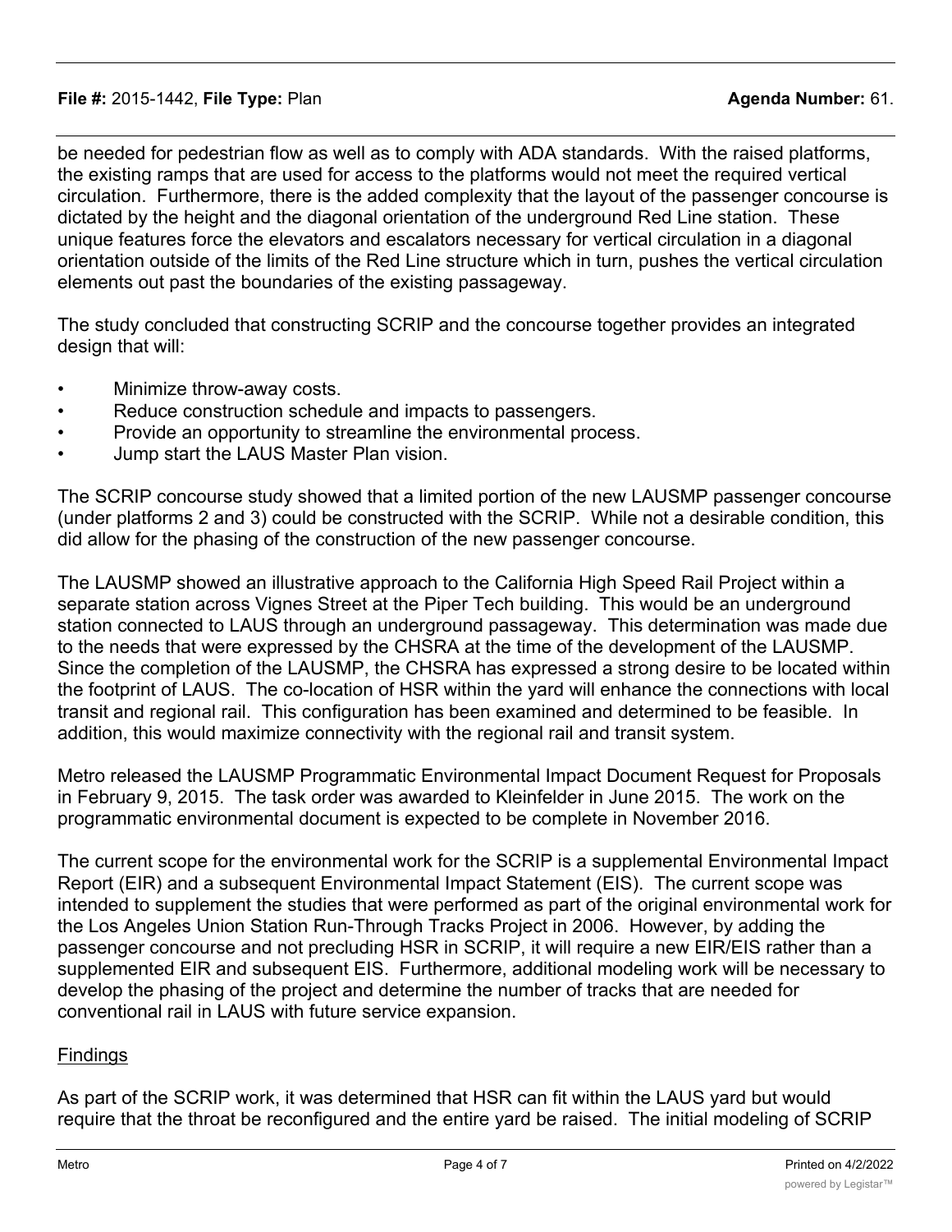be needed for pedestrian flow as well as to comply with ADA standards. With the raised platforms, the existing ramps that are used for access to the platforms would not meet the required vertical circulation. Furthermore, there is the added complexity that the layout of the passenger concourse is dictated by the height and the diagonal orientation of the underground Red Line station. These unique features force the elevators and escalators necessary for vertical circulation in a diagonal orientation outside of the limits of the Red Line structure which in turn, pushes the vertical circulation elements out past the boundaries of the existing passageway.

The study concluded that constructing SCRIP and the concourse together provides an integrated design that will:

- Minimize throw-away costs.
- Reduce construction schedule and impacts to passengers.
- Provide an opportunity to streamline the environmental process.
- Jump start the LAUS Master Plan vision.

The SCRIP concourse study showed that a limited portion of the new LAUSMP passenger concourse (under platforms 2 and 3) could be constructed with the SCRIP. While not a desirable condition, this did allow for the phasing of the construction of the new passenger concourse.

The LAUSMP showed an illustrative approach to the California High Speed Rail Project within a separate station across Vignes Street at the Piper Tech building. This would be an underground station connected to LAUS through an underground passageway. This determination was made due to the needs that were expressed by the CHSRA at the time of the development of the LAUSMP. Since the completion of the LAUSMP, the CHSRA has expressed a strong desire to be located within the footprint of LAUS. The co-location of HSR within the yard will enhance the connections with local transit and regional rail. This configuration has been examined and determined to be feasible. In addition, this would maximize connectivity with the regional rail and transit system.

Metro released the LAUSMP Programmatic Environmental Impact Document Request for Proposals in February 9, 2015. The task order was awarded to Kleinfelder in June 2015. The work on the programmatic environmental document is expected to be complete in November 2016.

The current scope for the environmental work for the SCRIP is a supplemental Environmental Impact Report (EIR) and a subsequent Environmental Impact Statement (EIS). The current scope was intended to supplement the studies that were performed as part of the original environmental work for the Los Angeles Union Station Run-Through Tracks Project in 2006. However, by adding the passenger concourse and not precluding HSR in SCRIP, it will require a new EIR/EIS rather than a supplemented EIR and subsequent EIS. Furthermore, additional modeling work will be necessary to develop the phasing of the project and determine the number of tracks that are needed for conventional rail in LAUS with future service expansion.

## Findings

As part of the SCRIP work, it was determined that HSR can fit within the LAUS yard but would require that the throat be reconfigured and the entire yard be raised. The initial modeling of SCRIP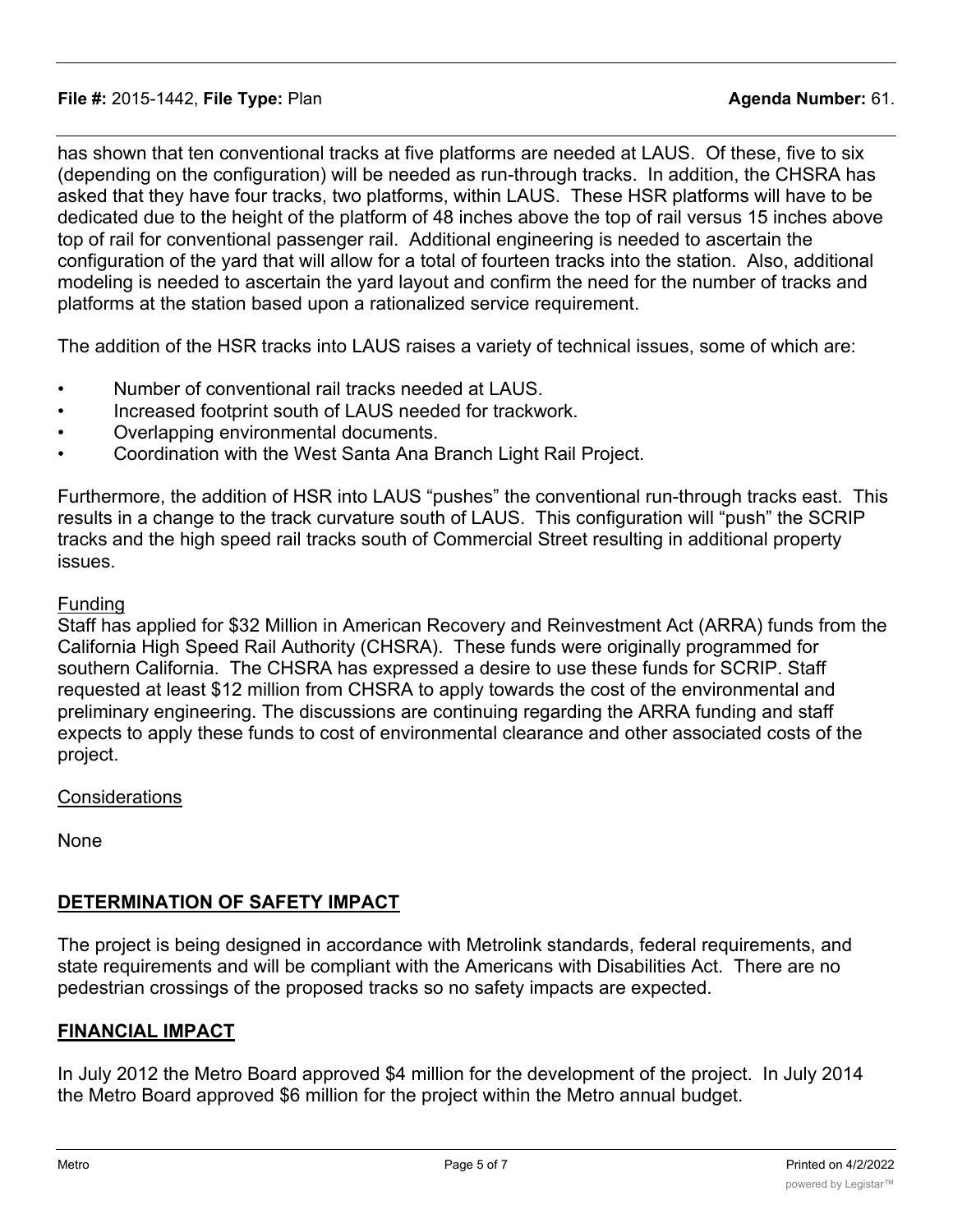has shown that ten conventional tracks at five platforms are needed at LAUS. Of these, five to six (depending on the configuration) will be needed as run-through tracks. In addition, the CHSRA has asked that they have four tracks, two platforms, within LAUS. These HSR platforms will have to be dedicated due to the height of the platform of 48 inches above the top of rail versus 15 inches above top of rail for conventional passenger rail. Additional engineering is needed to ascertain the configuration of the yard that will allow for a total of fourteen tracks into the station. Also, additional modeling is needed to ascertain the yard layout and confirm the need for the number of tracks and platforms at the station based upon a rationalized service requirement.

The addition of the HSR tracks into LAUS raises a variety of technical issues, some of which are:

- Number of conventional rail tracks needed at LAUS.
- Increased footprint south of LAUS needed for trackwork.
- Overlapping environmental documents.
- Coordination with the West Santa Ana Branch Light Rail Project.

Furthermore, the addition of HSR into LAUS "pushes" the conventional run-through tracks east. This results in a change to the track curvature south of LAUS. This configuration will "push" the SCRIP tracks and the high speed rail tracks south of Commercial Street resulting in additional property issues.

Funding

Staff has applied for $32 Million in American Recovery and Reinvestment Act (ARRA) funds from the California High Speed Rail Authority (CHSRA). These funds were originally programmed for southern California. The CHSRA has expressed a desire to use these funds for SCRIP. Staff requested at least $12 million from CHSRA to apply towards the cost of the environmental and preliminary engineering. The discussions are continuing regarding the ARRA funding and staff expects to apply these funds to cost of environmental clearance and other associated costs of the project.

Considerations

None

## DETERMINATION OF SAFETY IMPACT

The project is being designed in accordance with Metrolink standards, federal requirements, and state requirements and will be compliant with the Americans with Disabilities Act. There are no pedestrian crossings of the proposed tracks so no safety impacts are expected.

## FINANCIAL IMPACT

In July 2012 the Metro Board approved $4 million for the development of the project. In July 2014 the Metro Board approved $6 million for the project within the Metro annual budget.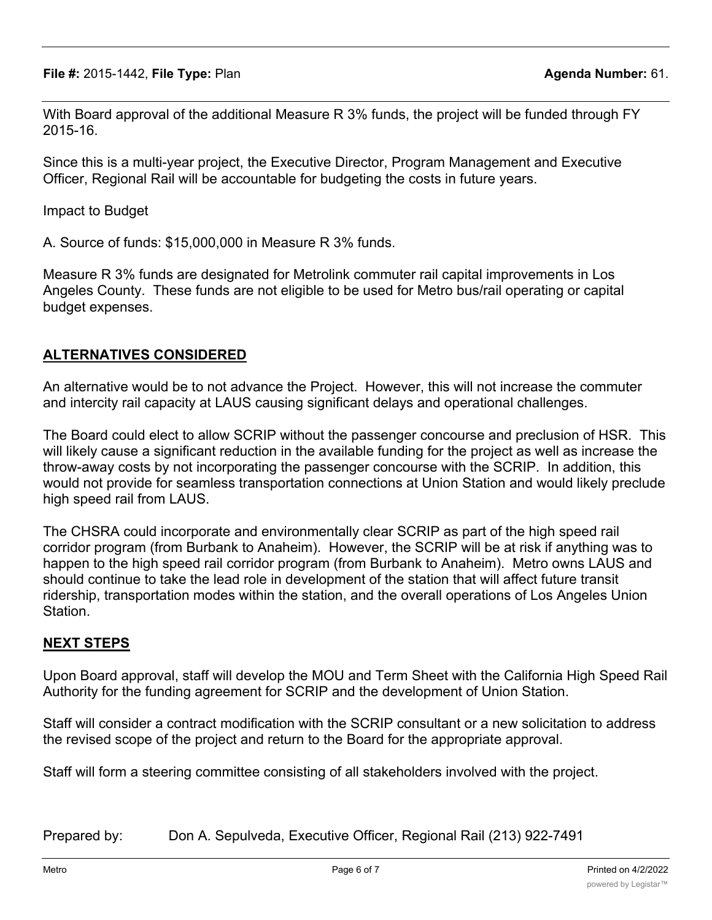With Board approval of the additional Measure R 3% funds, the project will be funded through FY 2015-16.

Since this is a multi-year project, the Executive Director, Program Management and Executive Officer, Regional Rail will be accountable for budgeting the costs in future years.

Impact to Budget

A. Source of funds: $15,000,000 in Measure R 3% funds.

Measure R 3% funds are designated for Metrolink commuter rail capital improvements in Los Angeles County. These funds are not eligible to be used for Metro bus/rail operating or capital budget expenses.

## ALTERNATIVES CONSIDERED

An alternative would be to not advance the Project. However, this will not increase the commuter and intercity rail capacity at LAUS causing significant delays and operational challenges.

The Board could elect to allow SCRIP without the passenger concourse and preclusion of HSR. This will likely cause a significant reduction in the available funding for the project as well as increase the throw-away costs by not incorporating the passenger concourse with the SCRIP. In addition, this would not provide for seamless transportation connections at Union Station and would likely preclude high speed rail from LAUS.

The CHSRA could incorporate and environmentally clear SCRIP as part of the high speed rail corridor program (from Burbank to Anaheim). However, the SCRIP will be at risk if anything was to happen to the high speed rail corridor program (from Burbank to Anaheim). Metro owns LAUS and should continue to take the lead role in development of the station that will affect future transit ridership, transportation modes within the station, and the overall operations of Los Angeles Union Station.

## NEXT STEPS

Upon Board approval, staff will develop the MOU and Term Sheet with the California High Speed Rail Authority for the funding agreement for SCRIP and the development of Union Station.

Staff will consider a contract modification with the SCRIP consultant or a new solicitation to address the revised scope of the project and return to the Board for the appropriate approval.

Staff will form a steering committee consisting of all stakeholders involved with the project.

Prepared by: Don A. Sepulveda, Executive Officer, Regional Rail (213) 922-7491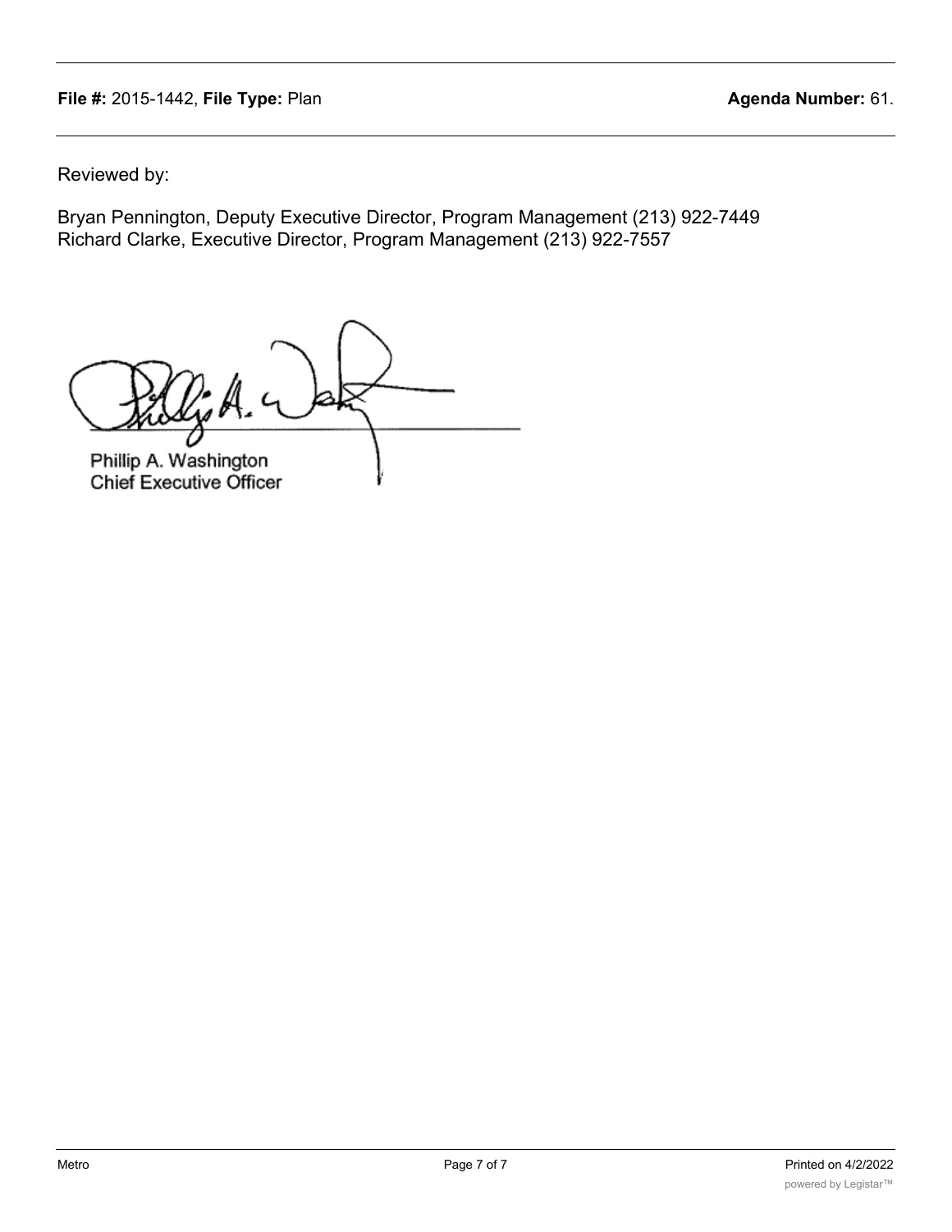Reviewed by:

Bryan Pennington, Deputy Executive Director, Program Management (213) 922-7449
Richard Clarke, Executive Director, Program Management (213) 922-7557

Phillip A. Washington
Chief Executive Officer